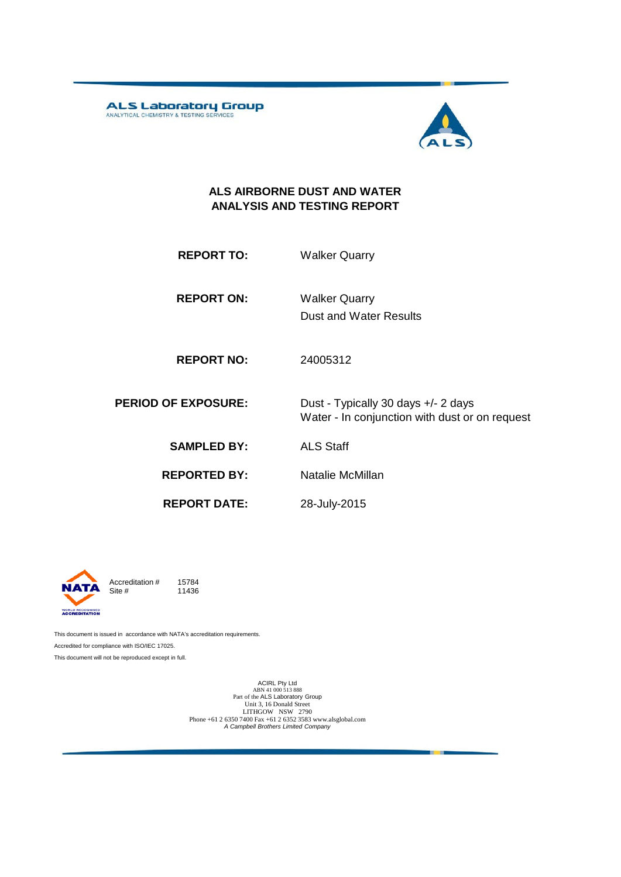ALS Laboratory Group
ANALYTICAL CHEMISTRY & TESTING SERVICES

# ALS AIRBORNE DUST AND WATER ANALYSIS AND TESTING REPORT

| | |
|---|---|
| **REPORT TO:** | Walker Quarry |
| **REPORT ON:** | Walker Quarry<br>Dust and Water Results |
| **REPORT NO:** | 24005312 |
| **PERIOD OF EXPOSURE:** | Dust - Typically 30 days +/- 2 days<br>Water - In conjunction with dust or on request |
| **SAMPLED BY:** | ALS Staff |
| **REPORTED BY:** | Natalie McMillan |
| **REPORT DATE:** | 28-July-2015 |

NATA WORLD RECOGNISED ACCREDITATION

Accreditation # 15784
Site # 11436

This document is issued in accordance with NATA's accreditation requirements.

Accredited for compliance with ISO/IEC 17025.

This document will not be reproduced except in full.

ACIRL Pty Ltd
ABN 41 000 513 888
Part of the ALS Laboratory Group
Unit 3, 16 Donald Street
LITHGOW NSW 2790
Phone +61 2 6350 7400 Fax +61 2 6352 3583 www.alsglobal.com
*A Campbell Brothers Limited Company*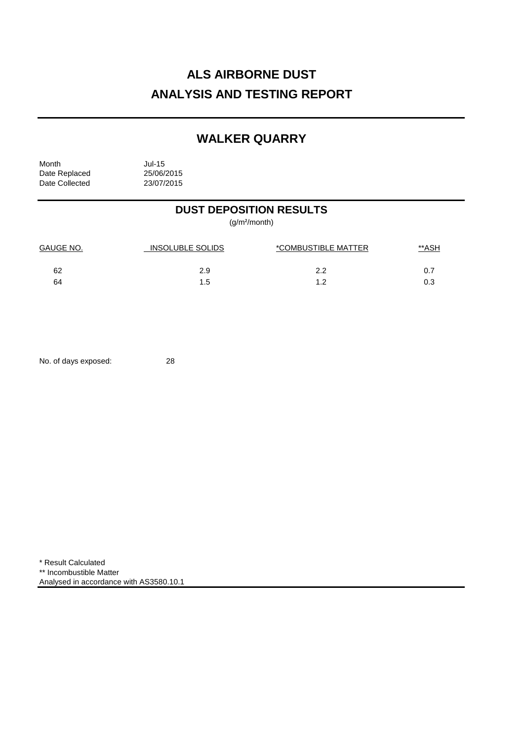# ALS AIRBORNE DUST
# ANALYSIS AND TESTING REPORT

## WALKER QUARRY

Month Jul-15
Date Replaced 25/06/2015
Date Collected 23/07/2015

## DUST DEPOSITION RESULTS

(g/m²/month)

| GAUGE NO. | INSOLUBLE SOLIDS | *COMBUSTIBLE MATTER | **ASH |
|---|---|---|---|
| 62 | 2.9 | 2.2 | 0.7 |
| 64 | 1.5 | 1.2 | 0.3 |

No. of days exposed: 28

\* Result Calculated
\** Incombustible Matter
Analysed in accordance with AS3580.10.1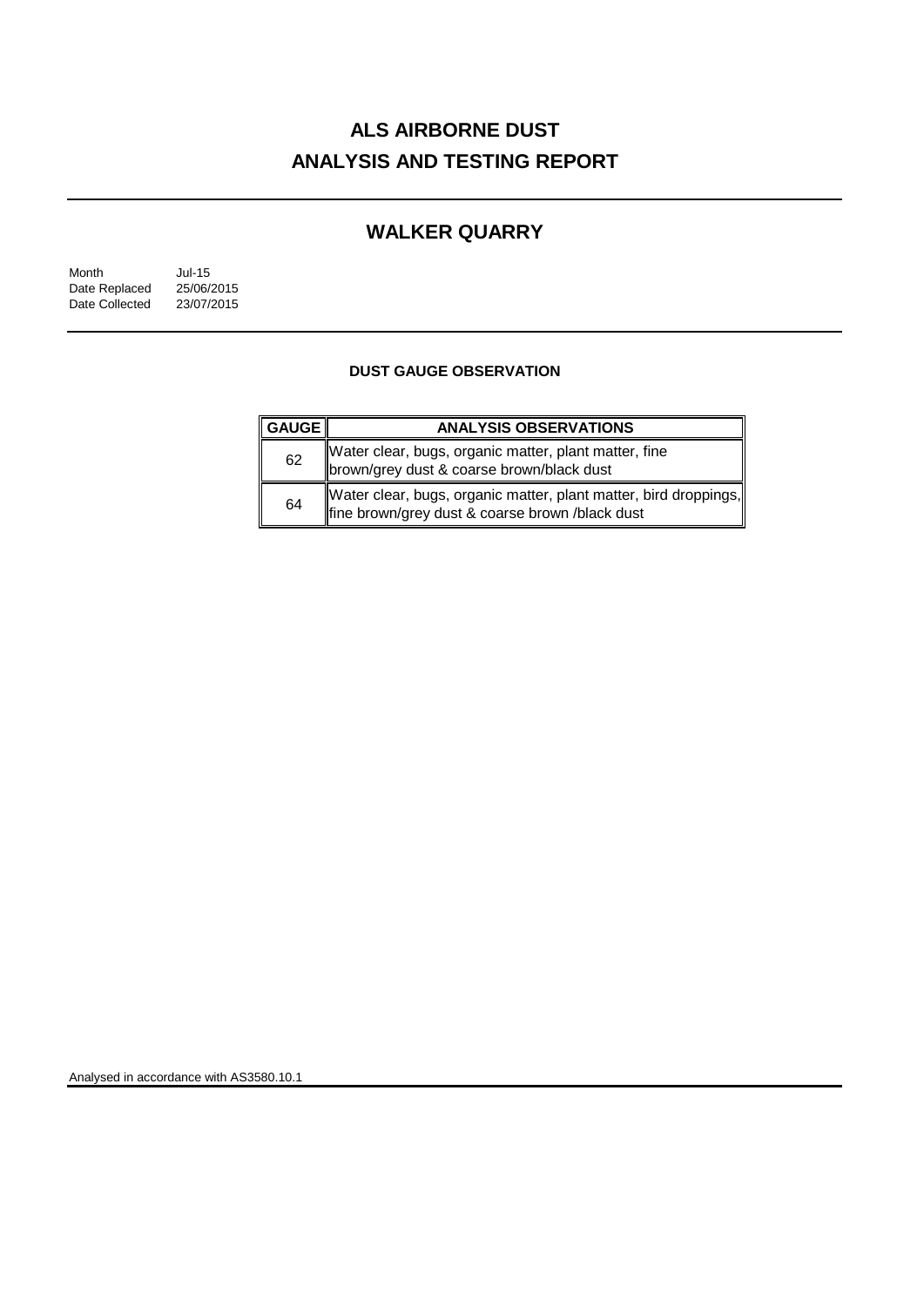# ALS AIRBORNE DUST ANALYSIS AND TESTING REPORT

## WALKER QUARRY

| | |
|---|---|
| Month | Jul-15 |
| Date Replaced | 25/06/2015 |
| Date Collected | 23/07/2015 |

### DUST GAUGE OBSERVATION

| GAUGE | ANALYSIS OBSERVATIONS |
|---|---|
| 62 | Water clear, bugs, organic matter, plant matter, fine brown/grey dust & coarse brown/black dust |
| 64 | Water clear, bugs, organic matter, plant matter, bird droppings, fine brown/grey dust & coarse brown /black dust |

Analysed in accordance with AS3580.10.1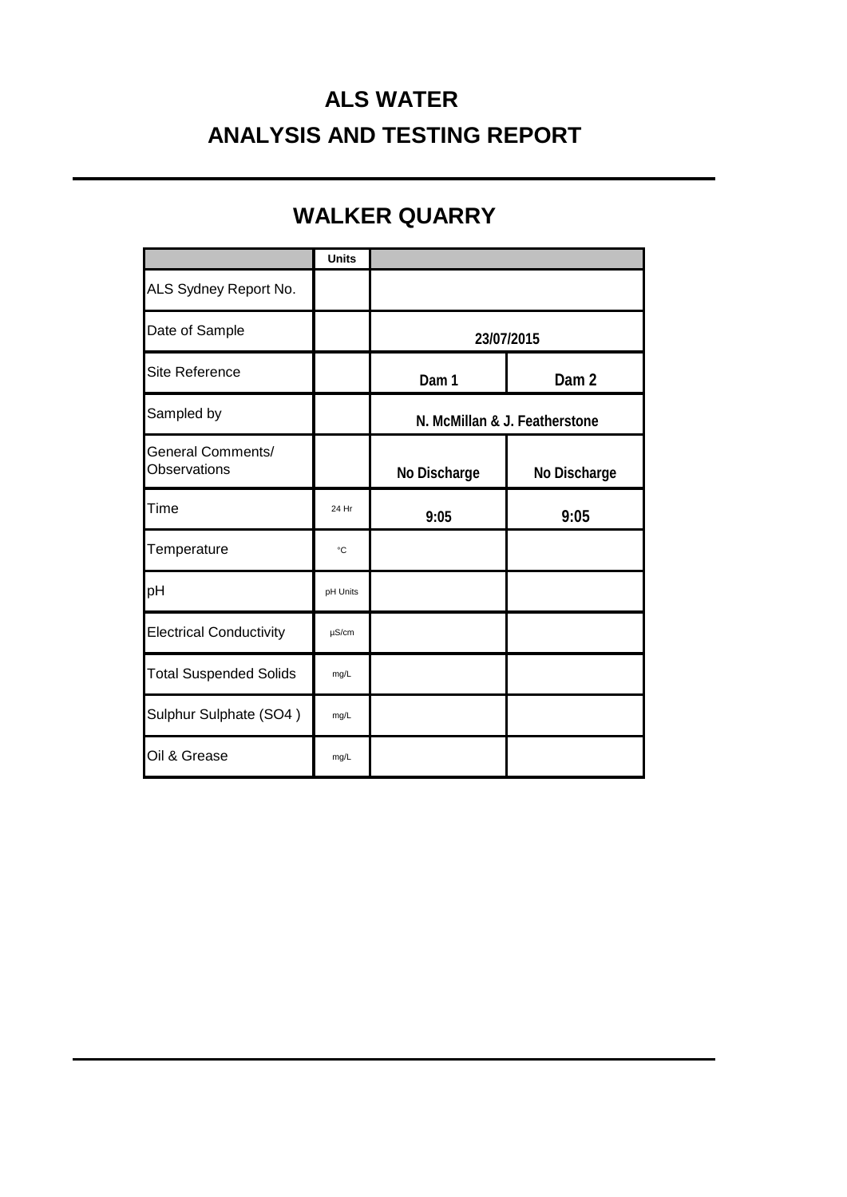# ALS WATER

# ANALYSIS AND TESTING REPORT

## WALKER QUARRY

| | Units | | |
|---|---|---|---|
| ALS Sydney Report No. | | | |
| Date of Sample | | 23/07/2015 | |
| Site Reference | | Dam 1 | Dam 2 |
| Sampled by | | N. McMillan & J. Featherstone | |
| General Comments/ Observations | | No Discharge | No Discharge |
| Time | 24 Hr | 9:05 | 9:05 |
| Temperature | °C | | |
| pH | pH Units | | |
| Electrical Conductivity | µS/cm | | |
| Total Suspended Solids | mg/L | | |
| Sulphur Sulphate (SO4 ) | mg/L | | |
| Oil & Grease | mg/L | | |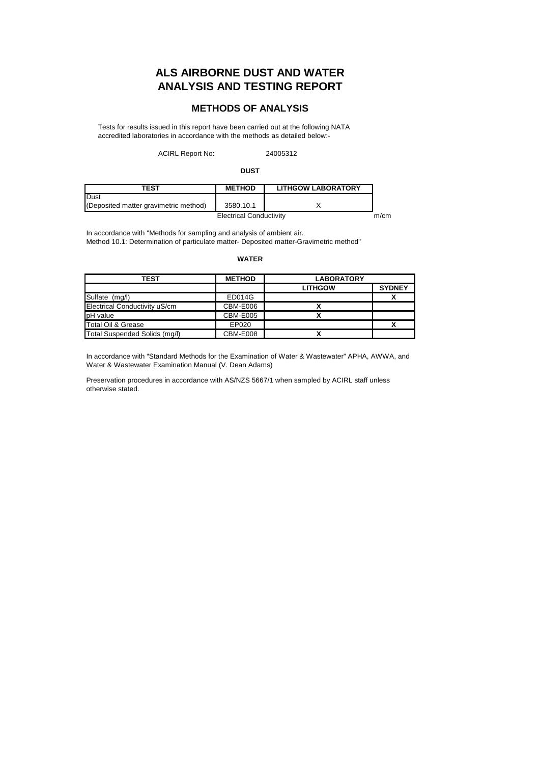# ALS AIRBORNE DUST AND WATER ANALYSIS AND TESTING REPORT

## METHODS OF ANALYSIS

Tests for results issued in this report have been carried out at the following NATA accredited laboratories in accordance with the methods as detailed below:-

ACIRL Report No: 24005312

**DUST**

| TEST | METHOD | LITHGOW LABORATORY |
|---|---|---|
| Dust (Deposited matter gravimetric method) | 3580.10.1 | X |

Electrical Conductivity m/cm

In accordance with "Methods for sampling and analysis of ambient air.
Method 10.1: Determination of particulate matter- Deposited matter-Gravimetric method"

**WATER**

| TEST | METHOD | LABORATORY | |
|---|---|---|---|
| | | LITHGOW | SYDNEY |
| Sulfate (mg/l) | ED014G | | X |
| Electrical Conductivity uS/cm | CBM-E006 | X | |
| pH value | CBM-E005 | X | |
| Total Oil & Grease | EP020 | | X |
| Total Suspended Solids (mg/l) | CBM-E008 | X | |

In accordance with "Standard Methods for the Examination of Water & Wastewater" APHA, AWWA, and Water & Wastewater Examination Manual (V. Dean Adams)

Preservation procedures in accordance with AS/NZS 5667/1 when sampled by ACIRL staff unless otherwise stated.